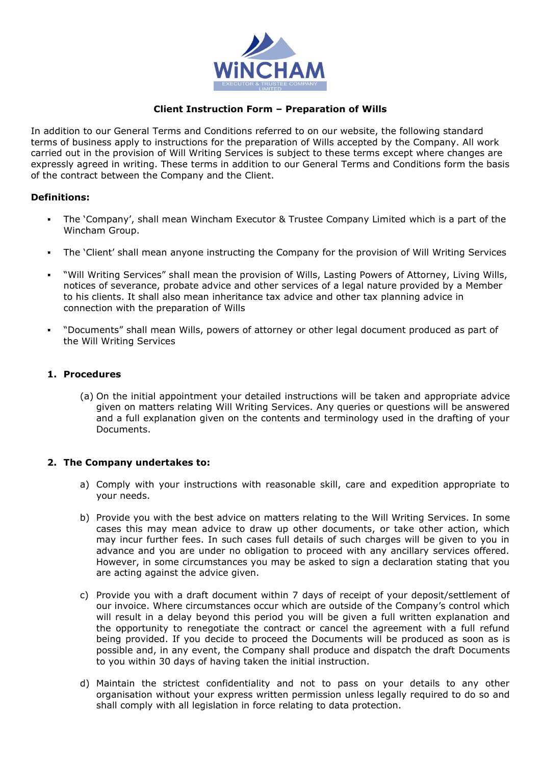WiNCHAM
EXECUTOR & TRUSTEE COMPANY LIMITED

# Client Instruction Form – Preparation of Wills

In addition to our General Terms and Conditions referred to on our website, the following standard terms of business apply to instructions for the preparation of Wills accepted by the Company. All work carried out in the provision of Will Writing Services is subject to these terms except where changes are expressly agreed in writing. These terms in addition to our General Terms and Conditions form the basis of the contract between the Company and the Client.

**Definitions:**

- The 'Company', shall mean Wincham Executor & Trustee Company Limited which is a part of the Wincham Group.
- The 'Client' shall mean anyone instructing the Company for the provision of Will Writing Services
- "Will Writing Services" shall mean the provision of Wills, Lasting Powers of Attorney, Living Wills, notices of severance, probate advice and other services of a legal nature provided by a Member to his clients. It shall also mean inheritance tax advice and other tax planning advice in connection with the preparation of Wills
- "Documents" shall mean Wills, powers of attorney or other legal document produced as part of the Will Writing Services

## 1. Procedures

(a) On the initial appointment your detailed instructions will be taken and appropriate advice given on matters relating Will Writing Services. Any queries or questions will be answered and a full explanation given on the contents and terminology used in the drafting of your Documents.

## 2. The Company undertakes to:

a) Comply with your instructions with reasonable skill, care and expedition appropriate to your needs.

b) Provide you with the best advice on matters relating to the Will Writing Services. In some cases this may mean advice to draw up other documents, or take other action, which may incur further fees. In such cases full details of such charges will be given to you in advance and you are under no obligation to proceed with any ancillary services offered. However, in some circumstances you may be asked to sign a declaration stating that you are acting against the advice given.

c) Provide you with a draft document within 7 days of receipt of your deposit/settlement of our invoice. Where circumstances occur which are outside of the Company's control which will result in a delay beyond this period you will be given a full written explanation and the opportunity to renegotiate the contract or cancel the agreement with a full refund being provided. If you decide to proceed the Documents will be produced as soon as is possible and, in any event, the Company shall produce and dispatch the draft Documents to you within 30 days of having taken the initial instruction.

d) Maintain the strictest confidentiality and not to pass on your details to any other organisation without your express written permission unless legally required to do so and shall comply with all legislation in force relating to data protection.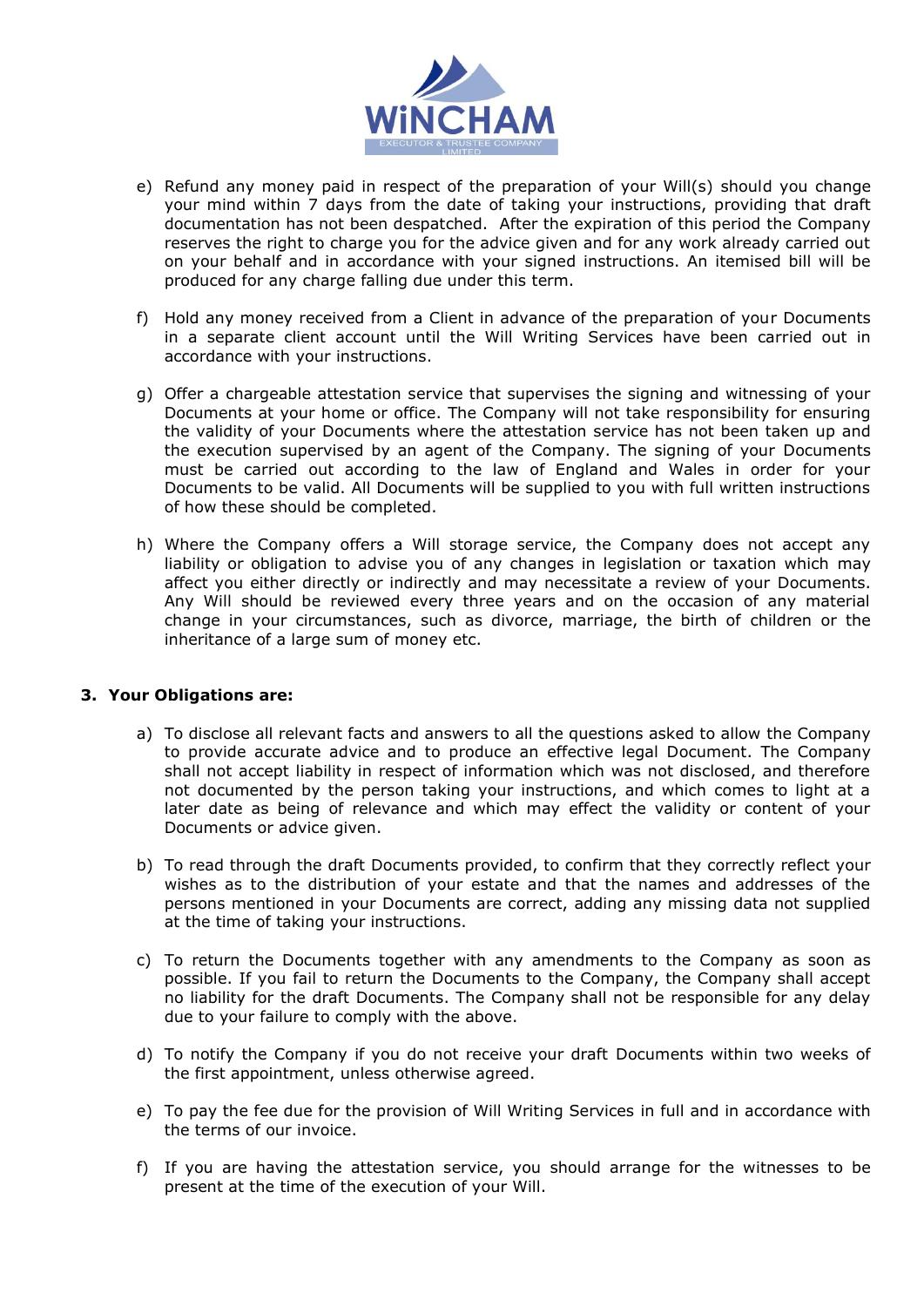e) Refund any money paid in respect of the preparation of your Will(s) should you change your mind within 7 days from the date of taking your instructions, providing that draft documentation has not been despatched. After the expiration of this period the Company reserves the right to charge you for the advice given and for any work already carried out on your behalf and in accordance with your signed instructions. An itemised bill will be produced for any charge falling due under this term.

f) Hold any money received from a Client in advance of the preparation of your Documents in a separate client account until the Will Writing Services have been carried out in accordance with your instructions.

g) Offer a chargeable attestation service that supervises the signing and witnessing of your Documents at your home or office. The Company will not take responsibility for ensuring the validity of your Documents where the attestation service has not been taken up and the execution supervised by an agent of the Company. The signing of your Documents must be carried out according to the law of England and Wales in order for your Documents to be valid. All Documents will be supplied to you with full written instructions of how these should be completed.

h) Where the Company offers a Will storage service, the Company does not accept any liability or obligation to advise you of any changes in legislation or taxation which may affect you either directly or indirectly and may necessitate a review of your Documents. Any Will should be reviewed every three years and on the occasion of any material change in your circumstances, such as divorce, marriage, the birth of children or the inheritance of a large sum of money etc.

## 3. Your Obligations are:

a) To disclose all relevant facts and answers to all the questions asked to allow the Company to provide accurate advice and to produce an effective legal Document. The Company shall not accept liability in respect of information which was not disclosed, and therefore not documented by the person taking your instructions, and which comes to light at a later date as being of relevance and which may effect the validity or content of your Documents or advice given.

b) To read through the draft Documents provided, to confirm that they correctly reflect your wishes as to the distribution of your estate and that the names and addresses of the persons mentioned in your Documents are correct, adding any missing data not supplied at the time of taking your instructions.

c) To return the Documents together with any amendments to the Company as soon as possible. If you fail to return the Documents to the Company, the Company shall accept no liability for the draft Documents. The Company shall not be responsible for any delay due to your failure to comply with the above.

d) To notify the Company if you do not receive your draft Documents within two weeks of the first appointment, unless otherwise agreed.

e) To pay the fee due for the provision of Will Writing Services in full and in accordance with the terms of our invoice.

f) If you are having the attestation service, you should arrange for the witnesses to be present at the time of the execution of your Will.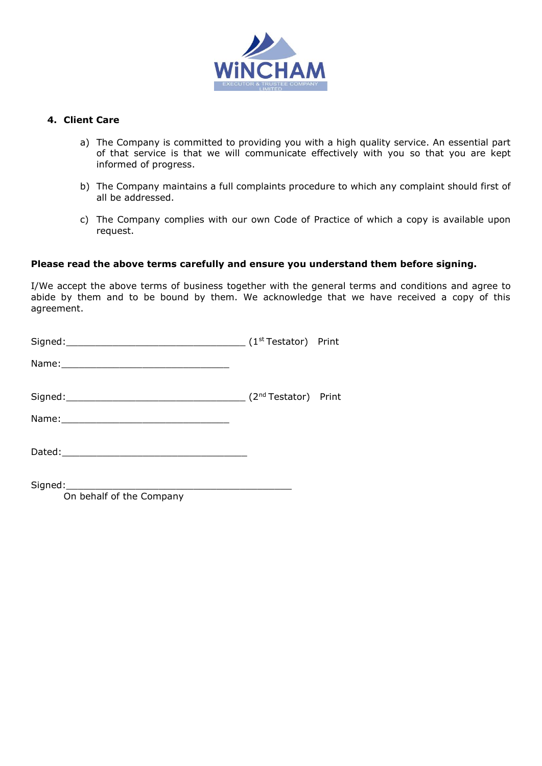WiNCHAM

EXECUTOR & TRUSTEE COMPANY LIMITED

**4. Client Care**

a) The Company is committed to providing you with a high quality service. An essential part of that service is that we will communicate effectively with you so that you are kept informed of progress.

b) The Company maintains a full complaints procedure to which any complaint should first of all be addressed.

c) The Company complies with our own Code of Practice of which a copy is available upon request.

**Please read the above terms carefully and ensure you understand them before signing.**

I/We accept the above terms of business together with the general terms and conditions and agree to abide by them and to be bound by them. We acknowledge that we have received a copy of this agreement.

Signed:_______________________________ (1st Testator) Print

Name:_____________________________

Signed:_______________________________ (2nd Testator) Print

Name:_____________________________

Dated:________________________________

Signed:________________________________________

On behalf of the Company